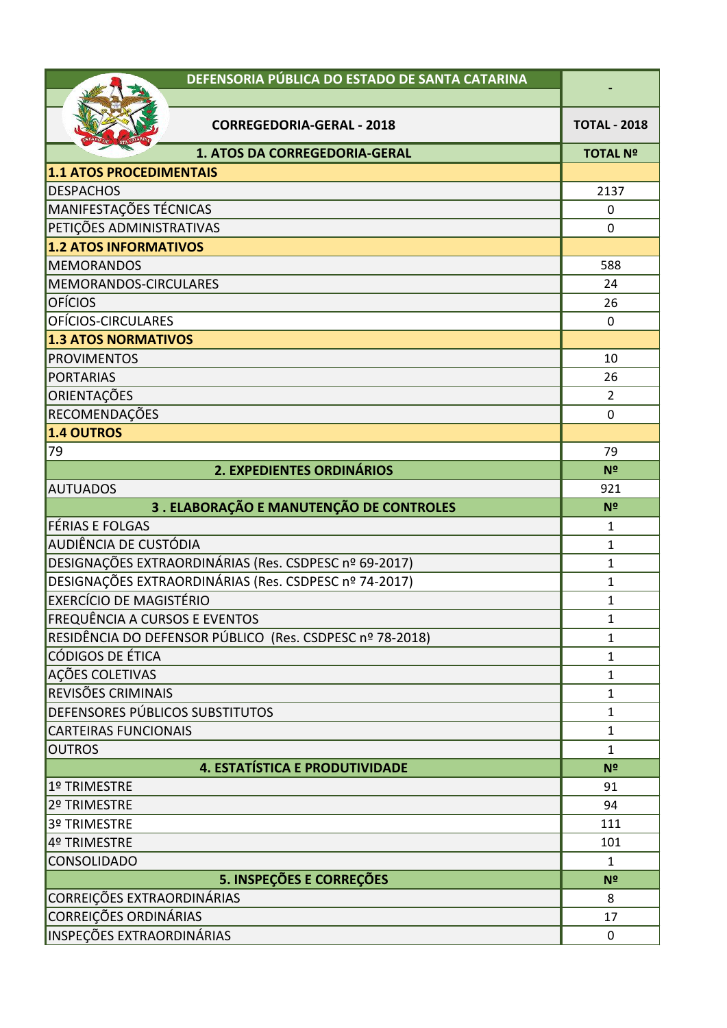| DEFENSORIA PÚBLICA DO ESTADO DE SANTA CATARINA | - |
|---|---|
| **CORREGEDORIA-GERAL - 2018** | **TOTAL - 2018** |
| **1. ATOS DA CORREGEDORIA-GERAL** | **TOTAL Nº** |
| **1.1 ATOS PROCEDIMENTAIS** | |
| DESPACHOS | 2137 |
| MANIFESTAÇÕES TÉCNICAS | 0 |
| PETIÇÕES ADMINISTRATIVAS | 0 |
| **1.2 ATOS INFORMATIVOS** | |
| MEMORANDOS | 588 |
| MEMORANDOS-CIRCULARES | 24 |
| OFÍCIOS | 26 |
| OFÍCIOS-CIRCULARES | 0 |
| **1.3 ATOS NORMATIVOS** | |
| PROVIMENTOS | 10 |
| PORTARIAS | 26 |
| ORIENTAÇÕES | 2 |
| RECOMENDAÇÕES | 0 |
| **1.4 OUTROS** | |
| 79 | 79 |
| **2. EXPEDIENTES ORDINÁRIOS** | **Nº** |
| AUTUADOS | 921 |
| **3 . ELABORAÇÃO E MANUTENÇÃO DE CONTROLES** | **Nº** |
| FÉRIAS E FOLGAS | 1 |
| AUDIÊNCIA DE CUSTÓDIA | 1 |
| DESIGNAÇÕES EXTRAORDINÁRIAS (Res. CSDPESC nº 69-2017) | 1 |
| DESIGNAÇÕES EXTRAORDINÁRIAS (Res. CSDPESC nº 74-2017) | 1 |
| EXERCÍCIO DE MAGISTÉRIO | 1 |
| FREQUÊNCIA A CURSOS E EVENTOS | 1 |
| RESIDÊNCIA DO DEFENSOR PÚBLICO (Res. CSDPESC nº 78-2018) | 1 |
| CÓDIGOS DE ÉTICA | 1 |
| AÇÕES COLETIVAS | 1 |
| REVISÕES CRIMINAIS | 1 |
| DEFENSORES PÚBLICOS SUBSTITUTOS | 1 |
| CARTEIRAS FUNCIONAIS | 1 |
| OUTROS | 1 |
| **4. ESTATÍSTICA E PRODUTIVIDADE** | **Nº** |
| 1º TRIMESTRE | 91 |
| 2º TRIMESTRE | 94 |
| 3º TRIMESTRE | 111 |
| 4º TRIMESTRE | 101 |
| CONSOLIDADO | 1 |
| **5. INSPEÇÕES E CORREÇÕES** | **Nº** |
| CORREIÇÕES EXTRAORDINÁRIAS | 8 |
| CORREIÇÕES ORDINÁRIAS | 17 |
| INSPEÇÕES EXTRAORDINÁRIAS | 0 |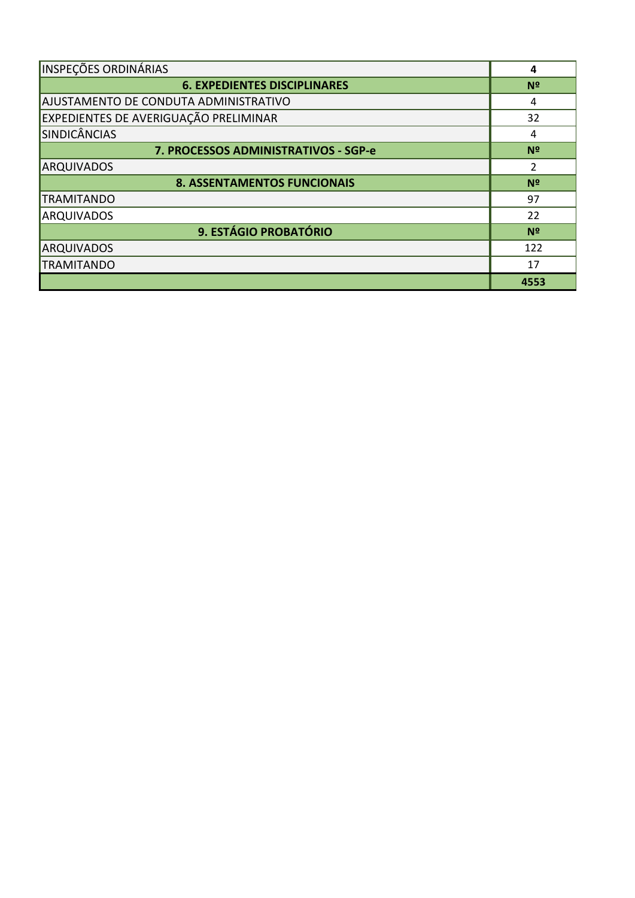| | |
|---|---|
| INSPEÇÕES ORDINÁRIAS | **4** |
| **6. EXPEDIENTES DISCIPLINARES** | **Nº** |
| AJUSTAMENTO DE CONDUTA ADMINISTRATIVO | 4 |
| EXPEDIENTES DE AVERIGUAÇÃO PRELIMINAR | 32 |
| SINDICÂNCIAS | 4 |
| **7. PROCESSOS ADMINISTRATIVOS - SGP-e** | **Nº** |
| ARQUIVADOS | 2 |
| **8. ASSENTAMENTOS FUNCIONAIS** | **Nº** |
| TRAMITANDO | 97 |
| ARQUIVADOS | 22 |
| **9. ESTÁGIO PROBATÓRIO** | **Nº** |
| ARQUIVADOS | 122 |
| TRAMITANDO | 17 |
| | **4553** |